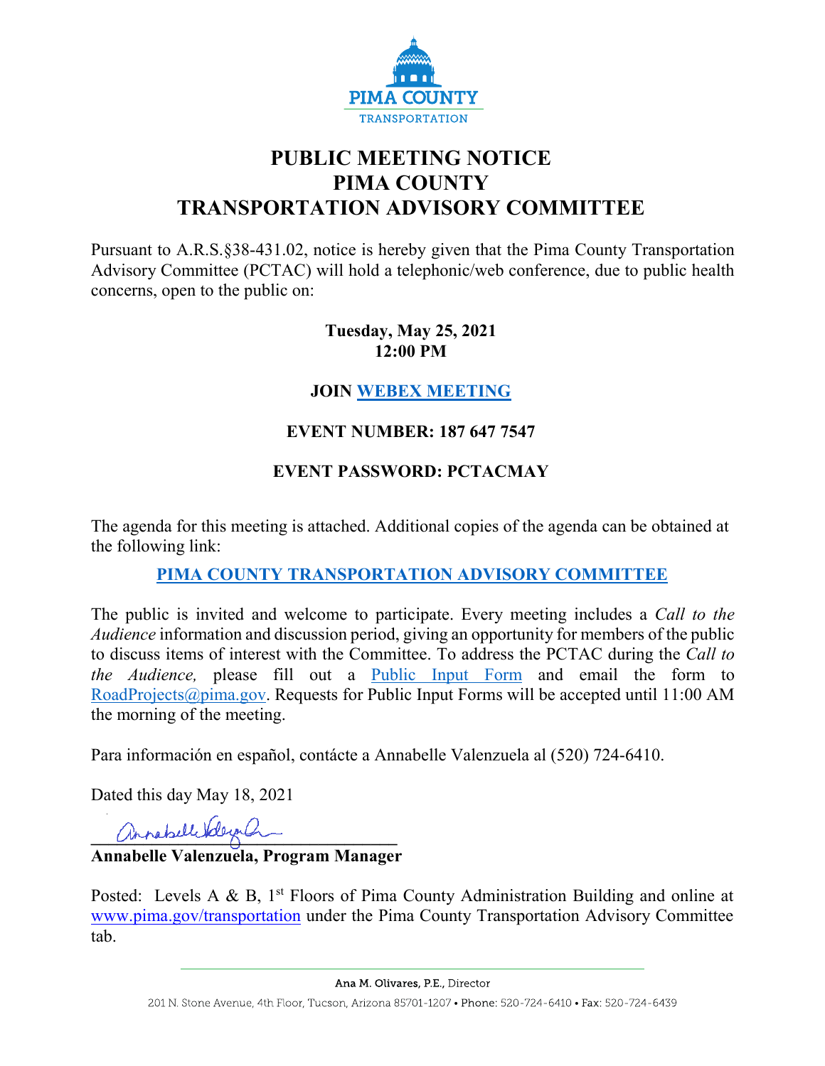PIMA COUNTY
TRANSPORTATION

# PUBLIC MEETING NOTICE
# PIMA COUNTY
# TRANSPORTATION ADVISORY COMMITTEE

Pursuant to A.R.S.§38-431.02, notice is hereby given that the Pima County Transportation Advisory Committee (PCTAC) will hold a telephonic/web conference, due to public health concerns, open to the public on:

**Tuesday, May 25, 2021**
**12:00 PM**

**JOIN WEBEX MEETING**

**EVENT NUMBER: 187 647 7547**

**EVENT PASSWORD: PCTACMAY**

The agenda for this meeting is attached. Additional copies of the agenda can be obtained at the following link:

**PIMA COUNTY TRANSPORTATION ADVISORY COMMITTEE**

The public is invited and welcome to participate. Every meeting includes a *Call to the Audience* information and discussion period, giving an opportunity for members of the public to discuss items of interest with the Committee. To address the PCTAC during the *Call to the Audience,* please fill out a Public Input Form and email the form to RoadProjects@pima.gov. Requests for Public Input Forms will be accepted until 11:00 AM the morning of the meeting.

Para información en español, contácte a Annabelle Valenzuela al (520) 724-6410.

Dated this day May 18, 2021

**Annabelle Valenzuela, Program Manager**

Posted: Levels A & B, 1st Floors of Pima County Administration Building and online at www.pima.gov/transportation under the Pima County Transportation Advisory Committee tab.

Ana M. Olivares, P.E., Director

201 N. Stone Avenue, 4th Floor, Tucson, Arizona 85701-1207 • Phone: 520-724-6410 • Fax: 520-724-6439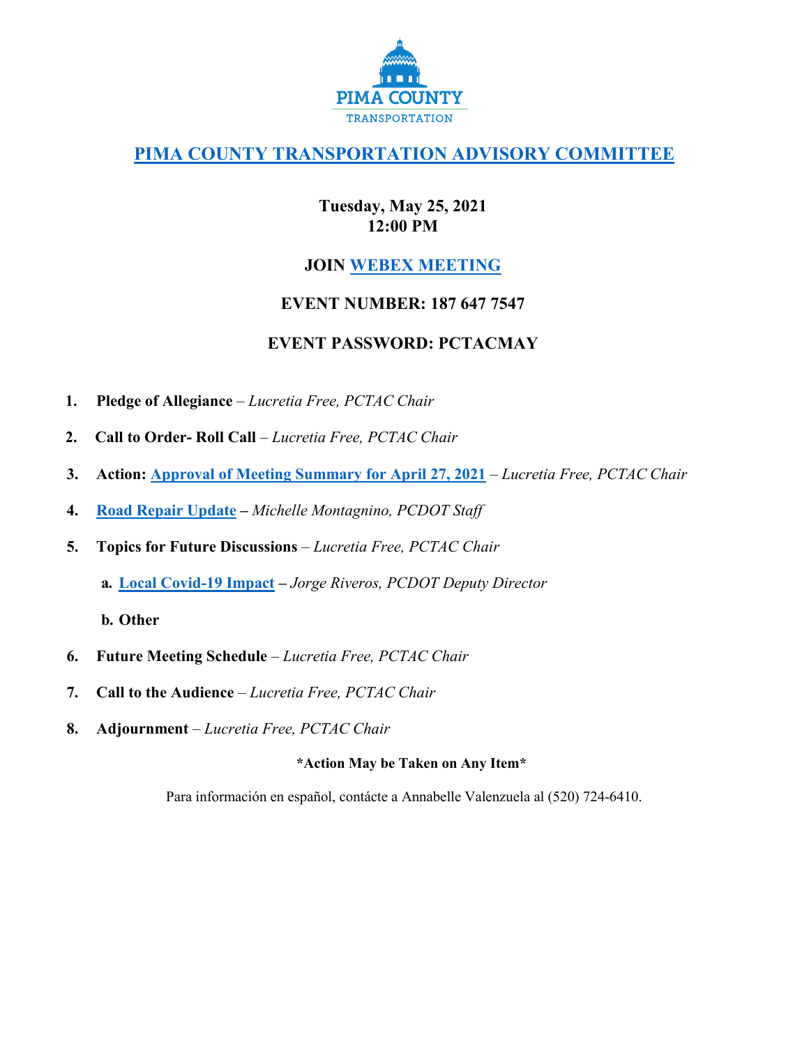PIMA COUNTY

TRANSPORTATION

# PIMA COUNTY TRANSPORTATION ADVISORY COMMITTEE

**Tuesday, May 25, 2021**
**12:00 PM**

## JOIN WEBEX MEETING

## EVENT NUMBER: 187 647 7547

## EVENT PASSWORD: PCTACMAY

1. **Pledge of Allegiance** – *Lucretia Free, PCTAC Chair*
2. **Call to Order- Roll Call** – *Lucretia Free, PCTAC Chair*
3. **Action: Approval of Meeting Summary for April 27, 2021** – *Lucretia Free, PCTAC Chair*
4. **Road Repair Update –** *Michelle Montagnino, PCDOT Staff*
5. **Topics for Future Discussions** – *Lucretia Free, PCTAC Chair*
   - **a. Local Covid-19 Impact –** *Jorge Riveros, PCDOT Deputy Director*
   - **b. Other**
6. **Future Meeting Schedule** – *Lucretia Free, PCTAC Chair*
7. **Call to the Audience** – *Lucretia Free, PCTAC Chair*
8. **Adjournment** – *Lucretia Free, PCTAC Chair*

**\*Action May be Taken on Any Item\***

Para información en español, contácte a Annabelle Valenzuela al (520) 724-6410.